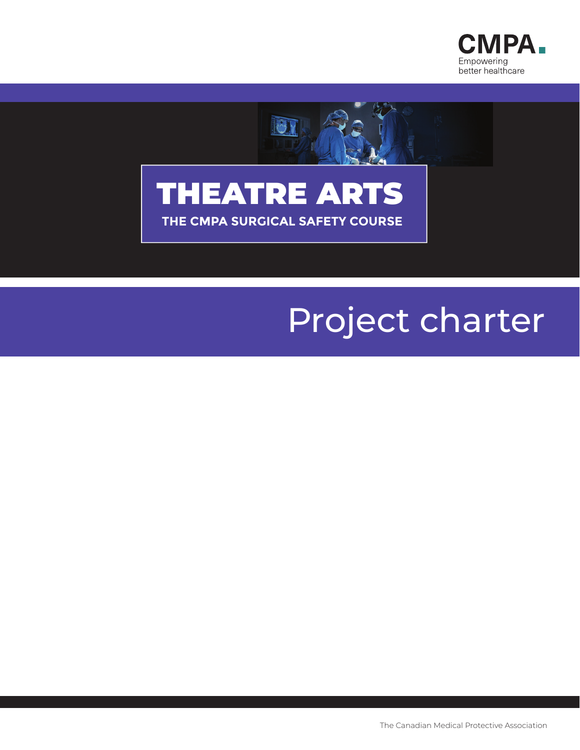CMPA
Empowering better healthcare

# THEATRE ARTS

## THE CMPA SURGICAL SAFETY COURSE

# Project charter

The Canadian Medical Protective Association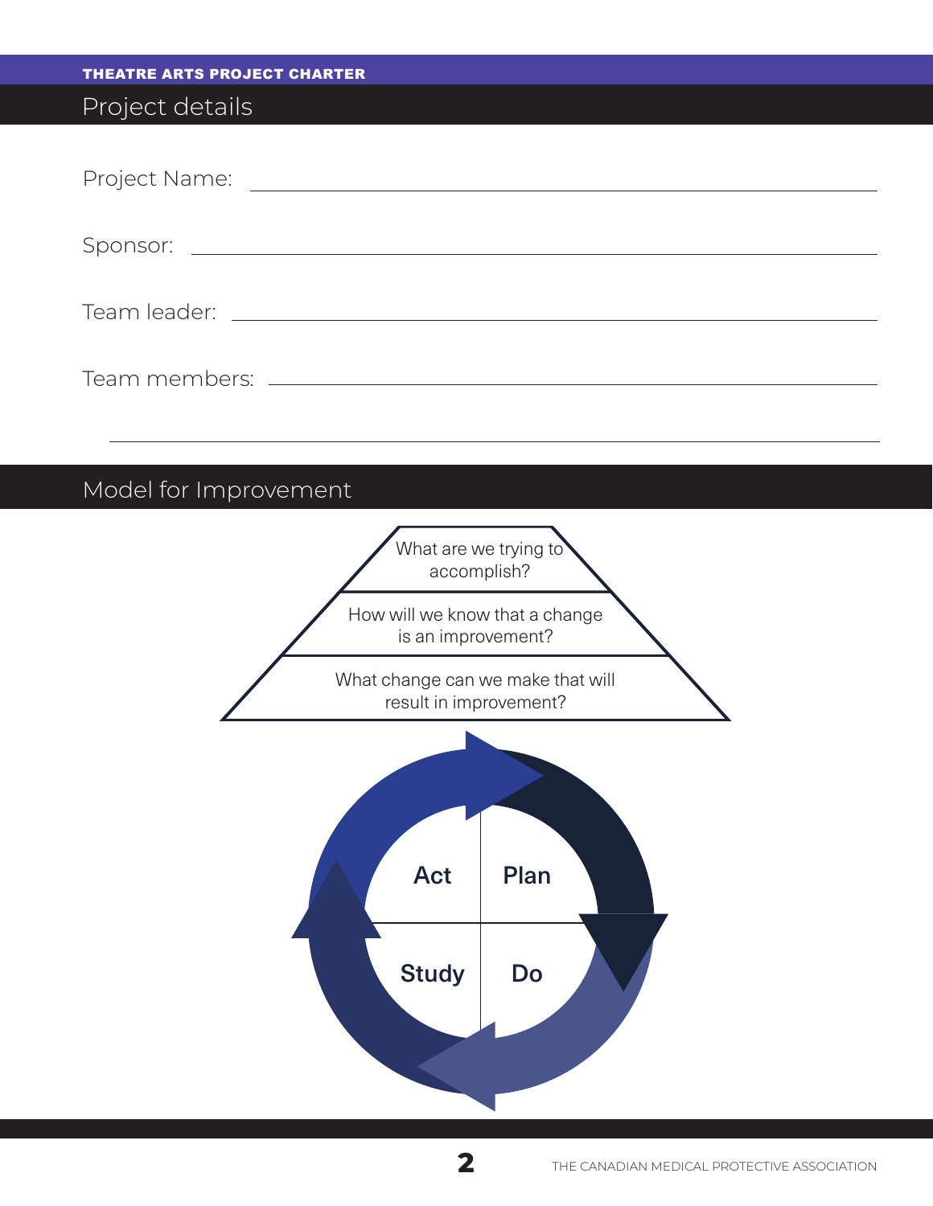# Project details

Project Name: ______________________________

Sponsor: ______________________________

Team leader: ______________________________

Team members: ______________________________

______________________________

# Model for Improvement

What are we trying to accomplish?

How will we know that a change is an improvement?

What change can we make that will result in improvement?

Act

Plan

Study

Do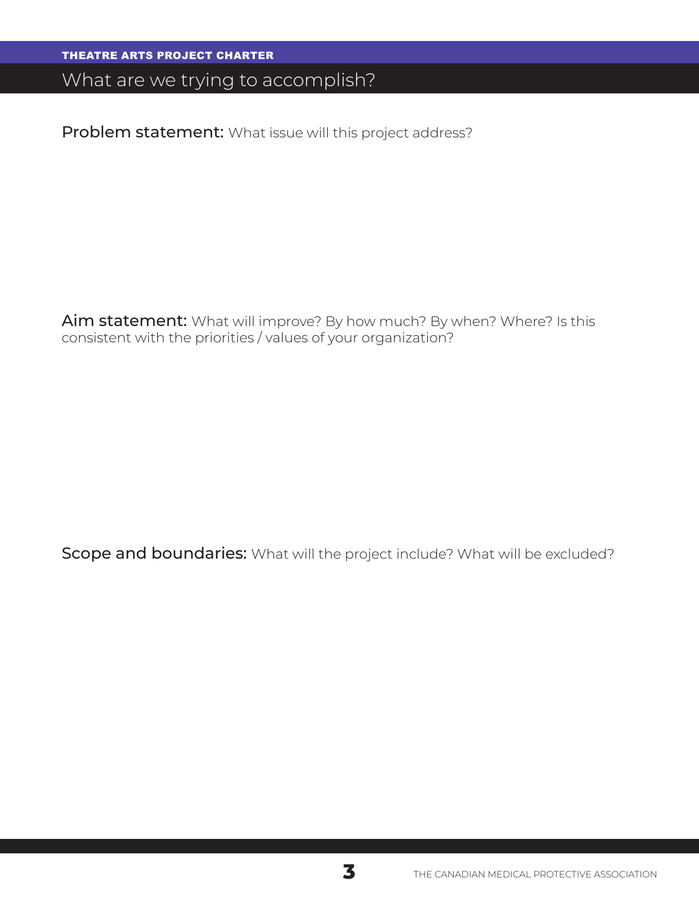THEATRE ARTS PROJECT CHARTER

## What are we trying to accomplish?

**Problem statement:** What issue will this project address?

**Aim statement:** What will improve? By how much? By when? Where? Is this consistent with the priorities / values of your organization?

**Scope and boundaries:** What will the project include? What will be excluded?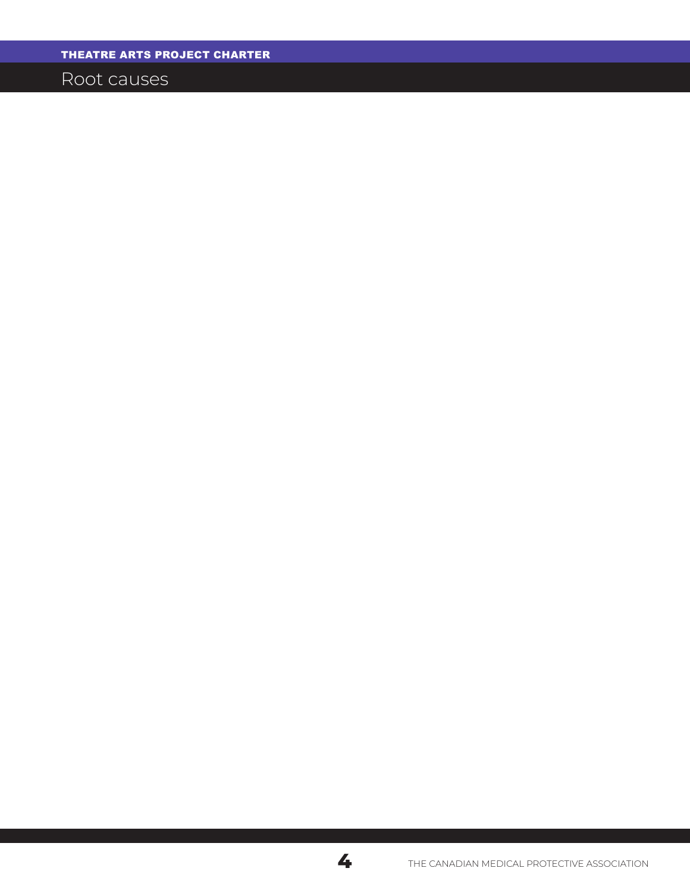# Root causes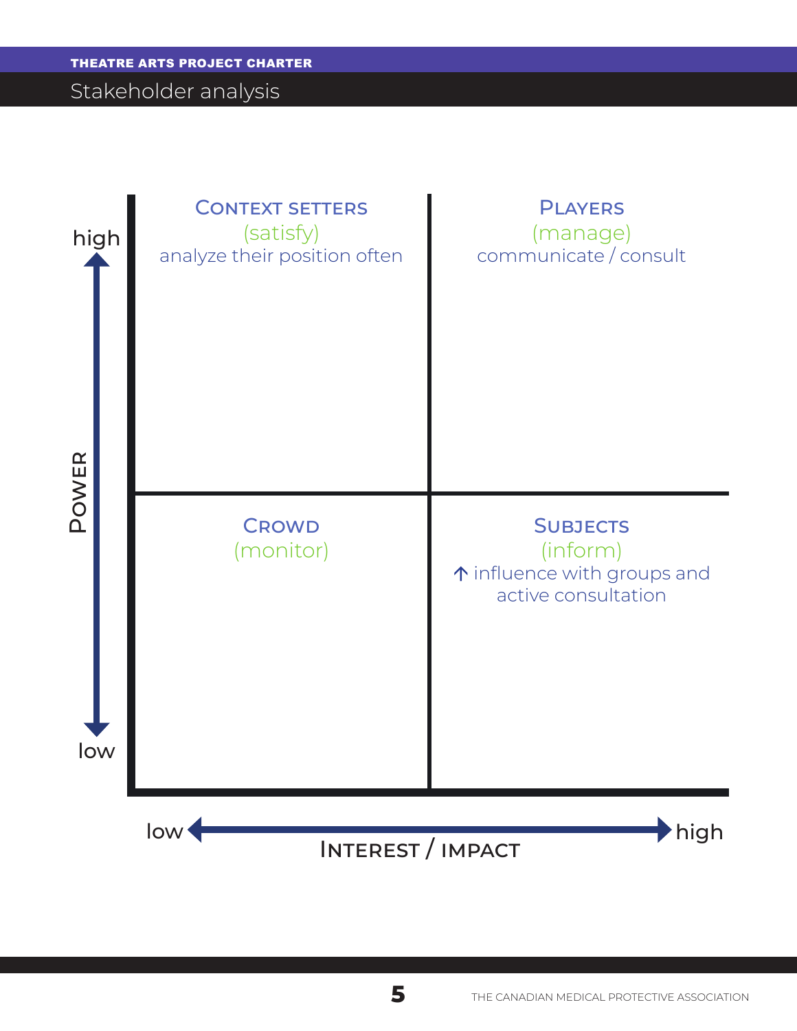## Stakeholder analysis

| | Low interest / impact | High interest / impact |
| --- | --- | --- |
| **High power** | **Context setters** (satisfy) analyze their position often | **Players** (manage) communicate / consult |
| **Low power** | **Crowd** (monitor) | **Subjects** (inform) ↑ influence with groups and active consultation |

Power: high / low

Interest / impact: low / high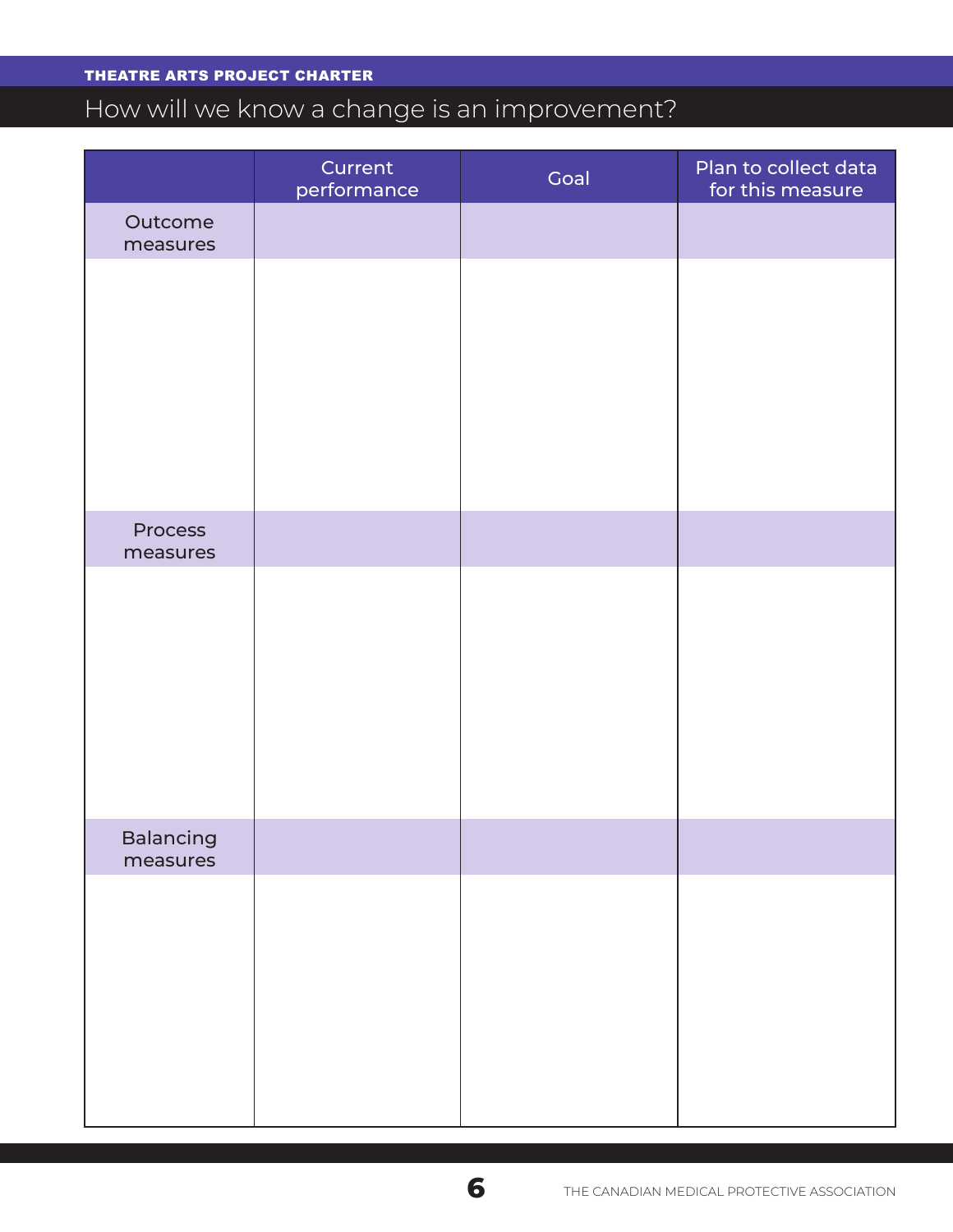THEATRE ARTS PROJECT CHARTER

# How will we know a change is an improvement?

| | Current performance | Goal | Plan to collect data for this measure |
|---|---|---|---|
| Outcome measures | | | |
| | | | |
| Process measures | | | |
| | | | |
| Balancing measures | | | |
| | | | |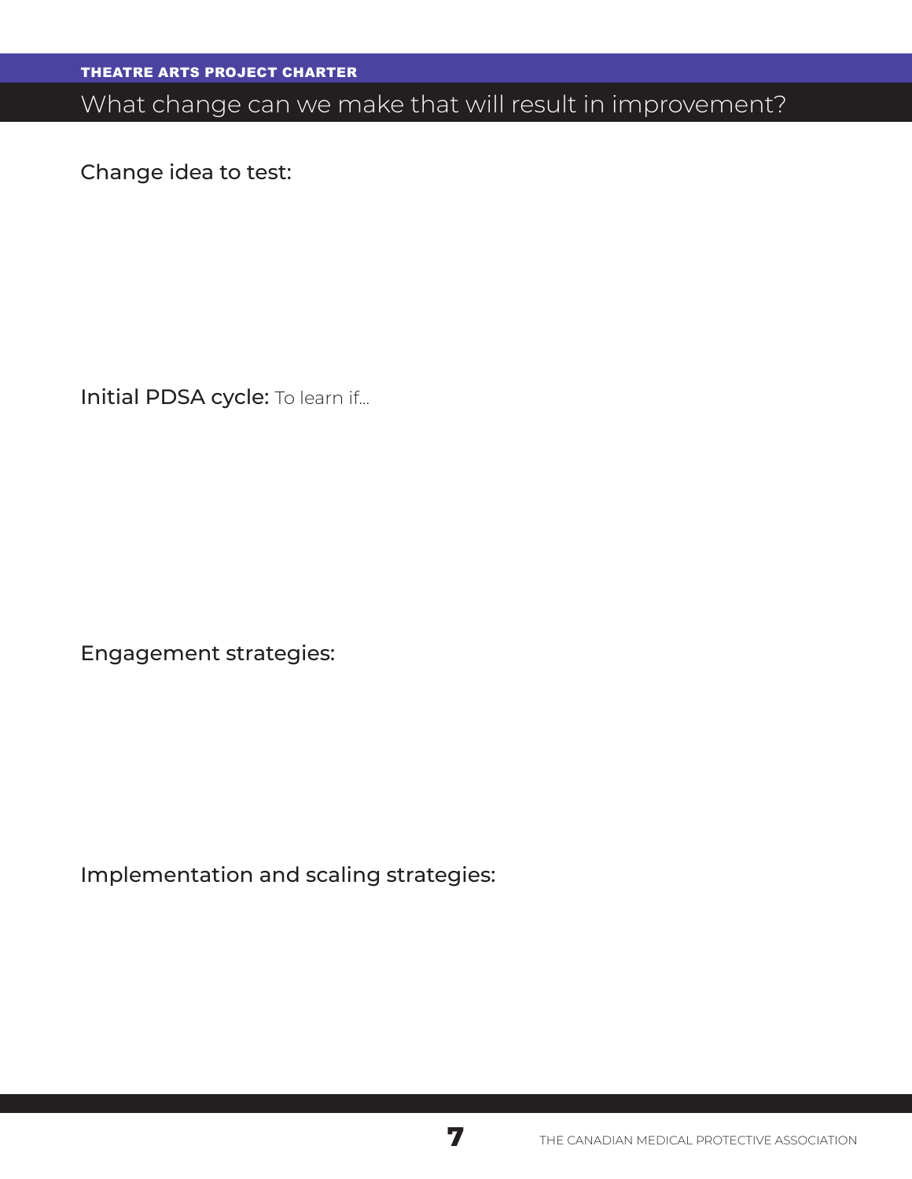THEATRE ARTS PROJECT CHARTER

# What change can we make that will result in improvement?

Change idea to test:

Initial PDSA cycle: To learn if...

Engagement strategies:

Implementation and scaling strategies: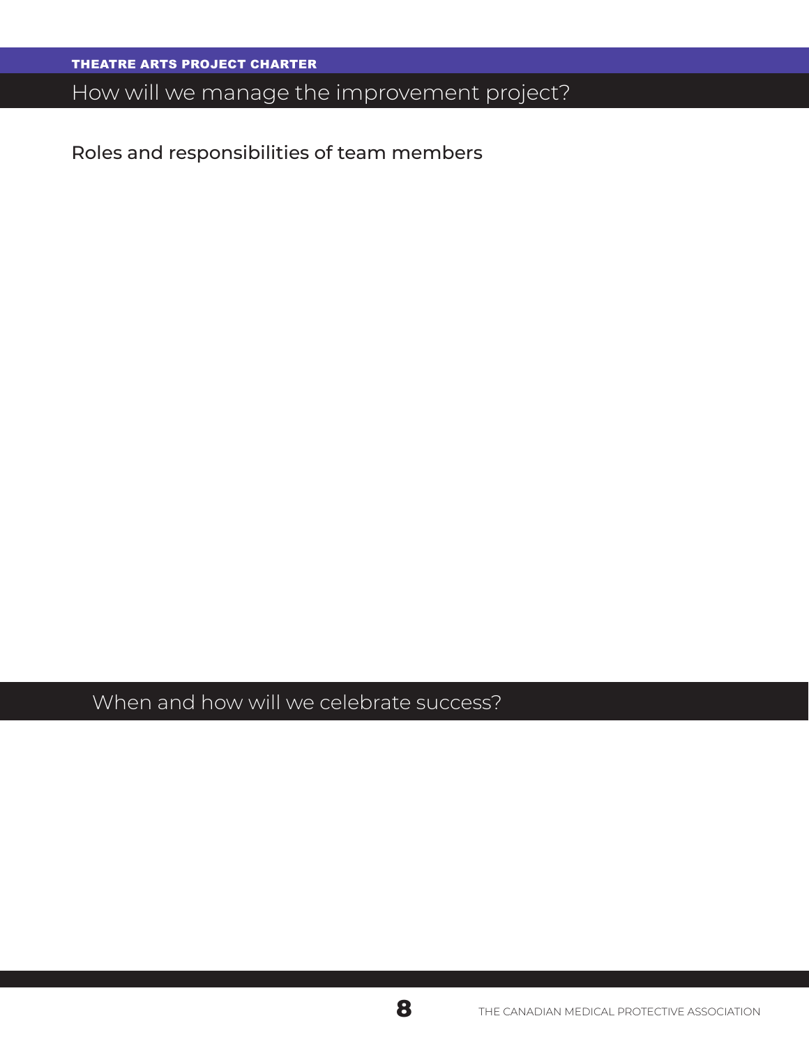## How will we manage the improvement project?

### Roles and responsibilities of team members

## When and how will we celebrate success?